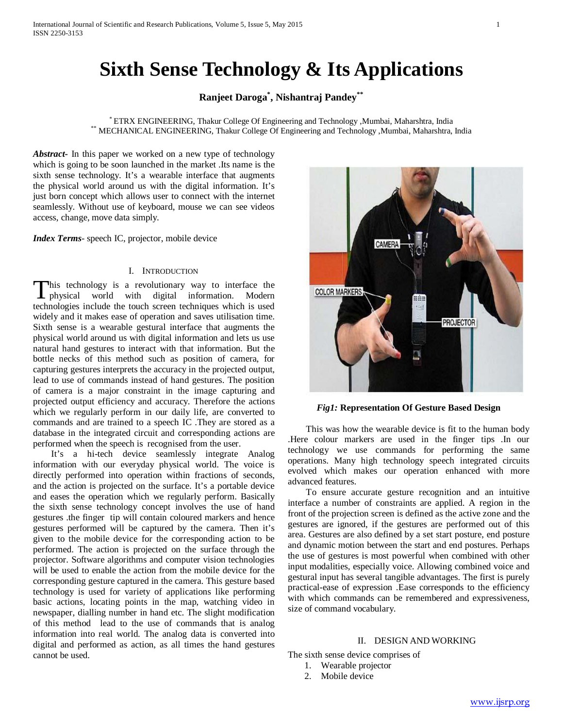# Sixth Sense Technology & Its Applications

**Ranjeet Daroga[*], Nishantraj Pandey[**]**

[*] ETRX ENGINEERING, Thakur College Of Engineering and Technology ,Mumbai, Maharshtra, India
[**] MECHANICAL ENGINEERING, Thakur College Of Engineering and Technology ,Mumbai, Maharshtra, India

***Abstract***- In this paper we worked on a new type of technology which is going to be soon launched in the market .Its name is the sixth sense technology. It's a wearable interface that augments the physical world around us with the digital information. It's just born concept which allows user to connect with the internet seamlessly. Without use of keyboard, mouse we can see videos access, change, move data simply.

***Index Terms***- speech IC, projector, mobile device

## I. Introduction

This technology is a revolutionary way to interface the physical world with digital information. Modern technologies include the touch screen techniques which is used widely and it makes ease of operation and saves utilisation time. Sixth sense is a wearable gestural interface that augments the physical world around us with digital information and lets us use natural hand gestures to interact with that information. But the bottle necks of this method such as position of camera, for capturing gestures interprets the accuracy in the projected output, lead to use of commands instead of hand gestures. The position of camera is a major constraint in the image capturing and projected output efficiency and accuracy. Therefore the actions which we regularly perform in our daily life, are converted to commands and are trained to a speech IC .They are stored as a database in the integrated circuit and corresponding actions are performed when the speech is recognised from the user.

It's a hi-tech device seamlessly integrate Analog information with our everyday physical world. The voice is directly performed into operation within fractions of seconds, and the action is projected on the surface. It's a portable device and eases the operation which we regularly perform. Basically the sixth sense technology concept involves the use of hand gestures .the finger tip will contain coloured markers and hence gestures performed will be captured by the camera. Then it's given to the mobile device for the corresponding action to be performed. The action is projected on the surface through the projector. Software algorithms and computer vision technologies will be used to enable the action from the mobile device for the corresponding gesture captured in the camera. This gesture based technology is used for variety of applications like performing basic actions, locating points in the map, watching video in newspaper, dialling number in hand etc. The slight modification of this method lead to the use of commands that is analog information into real world. The analog data is converted into digital and performed as action, as all times the hand gestures cannot be used.

***Fig1:*** **Representation Of Gesture Based Design**

This was how the wearable device is fit to the human body .Here colour markers are used in the finger tips .In our technology we use commands for performing the same operations. Many high technology speech integrated circuits evolved which makes our operation enhanced with more advanced features.

To ensure accurate gesture recognition and an intuitive interface a number of constraints are applied. A region in the front of the projection screen is defined as the active zone and the gestures are ignored, if the gestures are performed out of this area. Gestures are also defined by a set start posture, end posture and dynamic motion between the start and end postures. Perhaps the use of gestures is most powerful when combined with other input modalities, especially voice. Allowing combined voice and gestural input has several tangible advantages. The first is purely practical-ease of expression .Ease corresponds to the efficiency with which commands can be remembered and expressiveness, size of command vocabulary.

## II. Design and Working

The sixth sense device comprises of

1. Wearable projector
2. Mobile device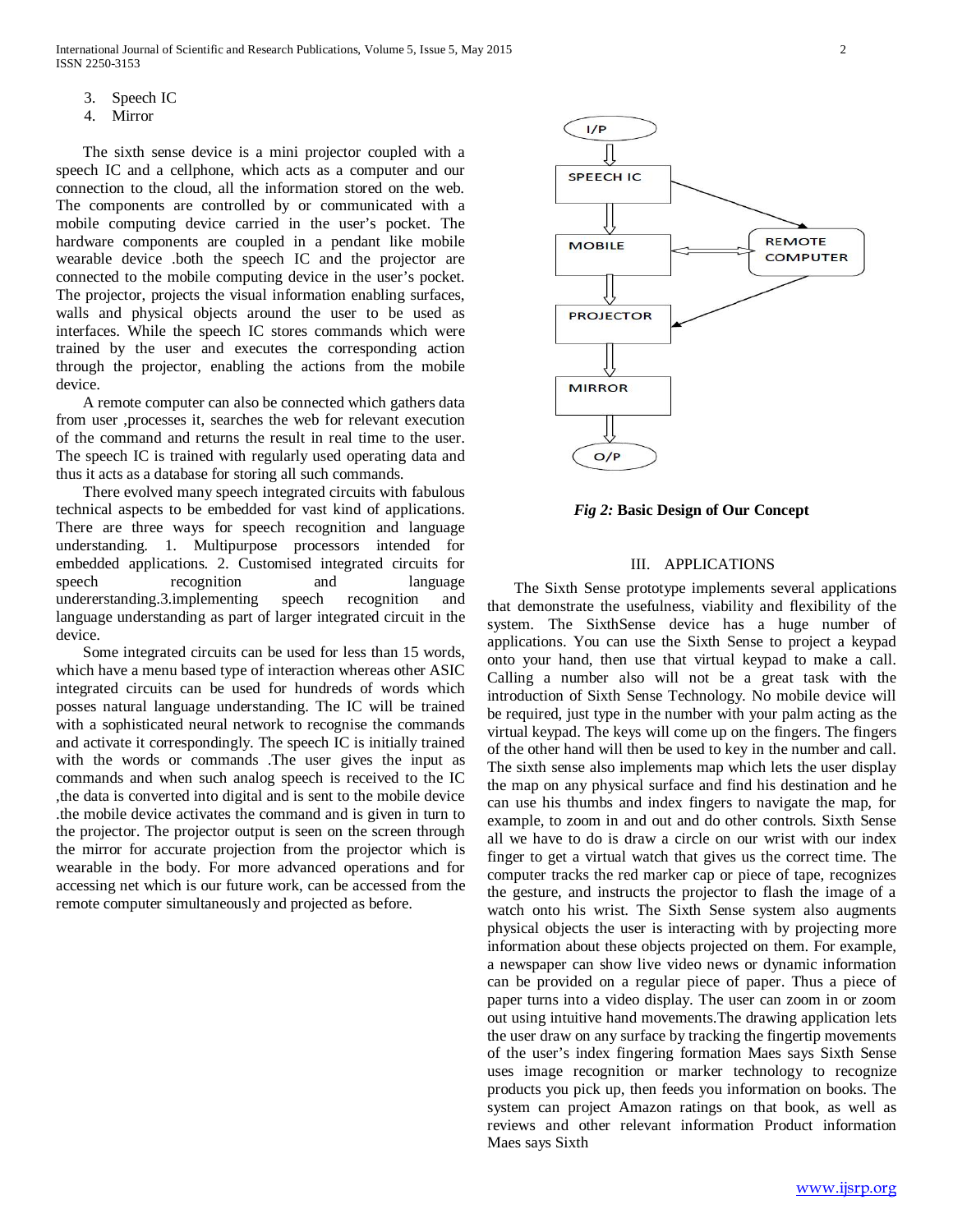3. Speech IC
4. Mirror

The sixth sense device is a mini projector coupled with a speech IC and a cellphone, which acts as a computer and our connection to the cloud, all the information stored on the web. The components are controlled by or communicated with a mobile computing device carried in the user's pocket. The hardware components are coupled in a pendant like mobile wearable device .both the speech IC and the projector are connected to the mobile computing device in the user's pocket. The projector, projects the visual information enabling surfaces, walls and physical objects around the user to be used as interfaces. While the speech IC stores commands which were trained by the user and executes the corresponding action through the projector, enabling the actions from the mobile device.

A remote computer can also be connected which gathers data from user ,processes it, searches the web for relevant execution of the command and returns the result in real time to the user. The speech IC is trained with regularly used operating data and thus it acts as a database for storing all such commands.

There evolved many speech integrated circuits with fabulous technical aspects to be embedded for vast kind of applications. There are three ways for speech recognition and language understanding. 1. Multipurpose processors intended for embedded applications. 2. Customised integrated circuits for speech recognition and language undererstanding.3.implementing speech recognition and language understanding as part of larger integrated circuit in the device.

Some integrated circuits can be used for less than 15 words, which have a menu based type of interaction whereas other ASIC integrated circuits can be used for hundreds of words which posses natural language understanding. The IC will be trained with a sophisticated neural network to recognise the commands and activate it correspondingly. The speech IC is initially trained with the words or commands .The user gives the input as commands and when such analog speech is received to the IC ,the data is converted into digital and is sent to the mobile device .the mobile device activates the command and is given in turn to the projector. The projector output is seen on the screen through the mirror for accurate projection from the projector which is wearable in the body. For more advanced operations and for accessing net which is our future work, can be accessed from the remote computer simultaneously and projected as before.

I/P → SPEECH IC → MOBILE ⇄ REMOTE COMPUTER → PROJECTOR → MIRROR → O/P

*Fig 2:* **Basic Design of Our Concept**

## III. APPLICATIONS

The Sixth Sense prototype implements several applications that demonstrate the usefulness, viability and flexibility of the system. The SixthSense device has a huge number of applications. You can use the Sixth Sense to project a keypad onto your hand, then use that virtual keypad to make a call. Calling a number also will not be a great task with the introduction of Sixth Sense Technology. No mobile device will be required, just type in the number with your palm acting as the virtual keypad. The keys will come up on the fingers. The fingers of the other hand will then be used to key in the number and call. The sixth sense also implements map which lets the user display the map on any physical surface and find his destination and he can use his thumbs and index fingers to navigate the map, for example, to zoom in and out and do other controls. Sixth Sense all we have to do is draw a circle on our wrist with our index finger to get a virtual watch that gives us the correct time. The computer tracks the red marker cap or piece of tape, recognizes the gesture, and instructs the projector to flash the image of a watch onto his wrist. The Sixth Sense system also augments physical objects the user is interacting with by projecting more information about these objects projected on them. For example, a newspaper can show live video news or dynamic information can be provided on a regular piece of paper. Thus a piece of paper turns into a video display. The user can zoom in or zoom out using intuitive hand movements.The drawing application lets the user draw on any surface by tracking the fingertip movements of the user's index fingering formation Maes says Sixth Sense uses image recognition or marker technology to recognize products you pick up, then feeds you information on books. The system can project Amazon ratings on that book, as well as reviews and other relevant information Product information Maes says Sixth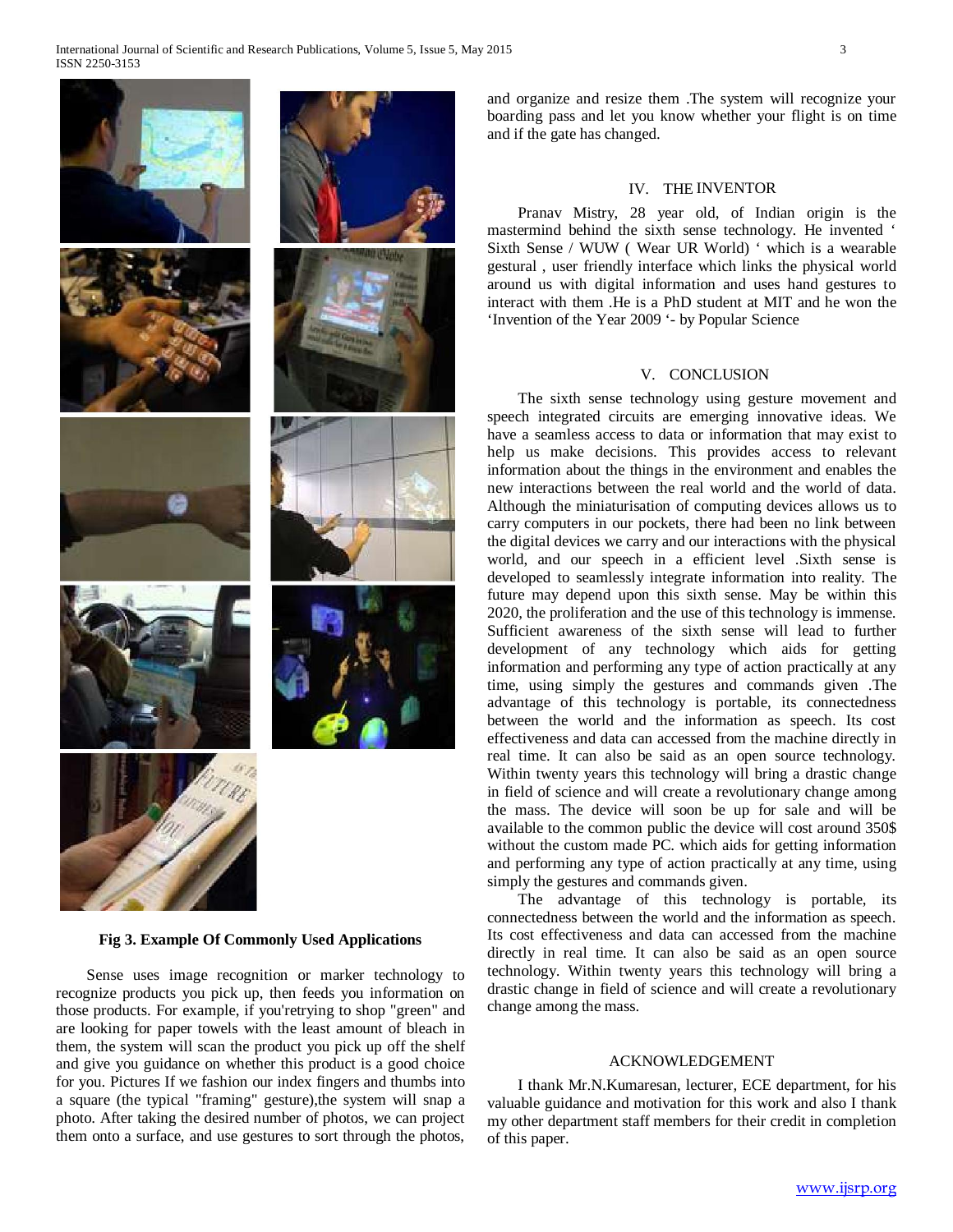**Fig 3. Example Of Commonly Used Applications**

Sense uses image recognition or marker technology to recognize products you pick up, then feeds you information on those products. For example, if you'retrying to shop "green" and are looking for paper towels with the least amount of bleach in them, the system will scan the product you pick up off the shelf and give you guidance on whether this product is a good choice for you. Pictures If we fashion our index fingers and thumbs into a square (the typical "framing" gesture),the system will snap a photo. After taking the desired number of photos, we can project them onto a surface, and use gestures to sort through the photos, and organize and resize them .The system will recognize your boarding pass and let you know whether your flight is on time and if the gate has changed.

## IV. THE INVENTOR

Pranav Mistry, 28 year old, of Indian origin is the mastermind behind the sixth sense technology. He invented ' Sixth Sense / WUW ( Wear UR World) ' which is a wearable gestural , user friendly interface which links the physical world around us with digital information and uses hand gestures to interact with them .He is a PhD student at MIT and he won the 'Invention of the Year 2009 '- by Popular Science

## V. CONCLUSION

The sixth sense technology using gesture movement and speech integrated circuits are emerging innovative ideas. We have a seamless access to data or information that may exist to help us make decisions. This provides access to relevant information about the things in the environment and enables the new interactions between the real world and the world of data. Although the miniaturisation of computing devices allows us to carry computers in our pockets, there had been no link between the digital devices we carry and our interactions with the physical world, and our speech in a efficient level .Sixth sense is developed to seamlessly integrate information into reality. The future may depend upon this sixth sense. May be within this 2020, the proliferation and the use of this technology is immense. Sufficient awareness of the sixth sense will lead to further development of any technology which aids for getting information and performing any type of action practically at any time, using simply the gestures and commands given .The advantage of this technology is portable, its connectedness between the world and the information as speech. Its cost effectiveness and data can accessed from the machine directly in real time. It can also be said as an open source technology. Within twenty years this technology will bring a drastic change in field of science and will create a revolutionary change among the mass. The device will soon be up for sale and will be available to the common public the device will cost around 350$ without the custom made PC. which aids for getting information and performing any type of action practically at any time, using simply the gestures and commands given.

The advantage of this technology is portable, its connectedness between the world and the information as speech. Its cost effectiveness and data can accessed from the machine directly in real time. It can also be said as an open source technology. Within twenty years this technology will bring a drastic change in field of science and will create a revolutionary change among the mass.

## ACKNOWLEDGEMENT

I thank Mr.N.Kumaresan, lecturer, ECE department, for his valuable guidance and motivation for this work and also I thank my other department staff members for their credit in completion of this paper.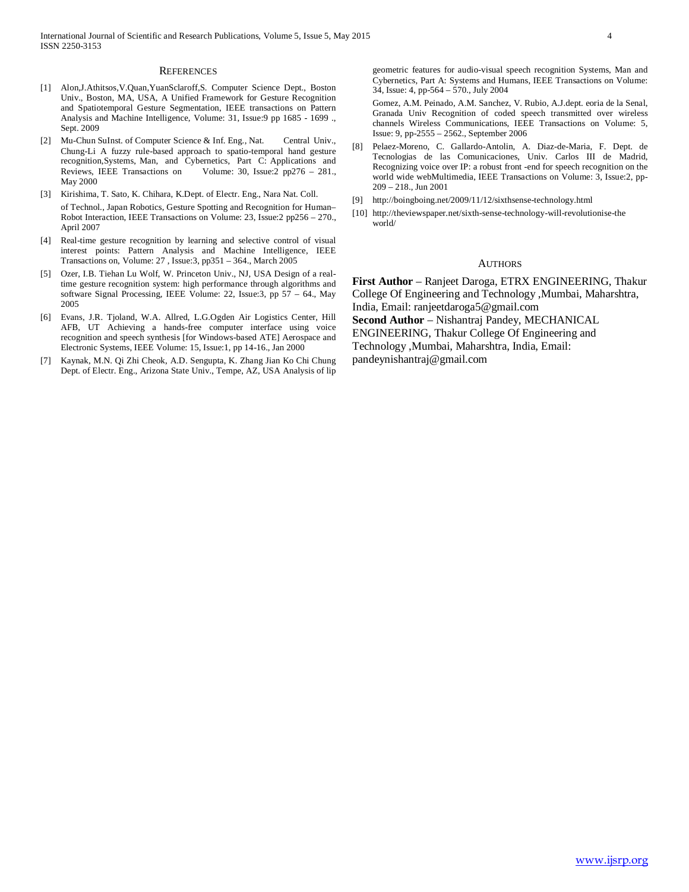## REFERENCES

[1] Alon,J.Athitsos,V.Quan,YuanSclaroff,S. Computer Science Dept., Boston Univ., Boston, MA, USA, A Unified Framework for Gesture Recognition and Spatiotemporal Gesture Segmentation, IEEE transactions on Pattern Analysis and Machine Intelligence, Volume: 31, Issue:9 pp 1685 - 1699 ., Sept. 2009

[2] Mu-Chun SuInst. of Computer Science & Inf. Eng., Nat. Central Univ., Chung-Li A fuzzy rule-based approach to spatio-temporal hand gesture recognition,Systems, Man, and Cybernetics, Part C: Applications and Reviews, IEEE Transactions on Volume: 30, Issue:2 pp276 – 281., May 2000

[3] Kirishima, T. Sato, K. Chihara, K.Dept. of Electr. Eng., Nara Nat. Coll. of Technol., Japan Robotics, Gesture Spotting and Recognition for Human–Robot Interaction, IEEE Transactions on Volume: 23, Issue:2 pp256 – 270., April 2007

[4] Real-time gesture recognition by learning and selective control of visual interest points: Pattern Analysis and Machine Intelligence, IEEE Transactions on, Volume: 27 , Issue:3, pp351 – 364., March 2005

[5] Ozer, I.B. Tiehan Lu Wolf, W. Princeton Univ., NJ, USA Design of a real-time gesture recognition system: high performance through algorithms and software Signal Processing, IEEE Volume: 22, Issue:3, pp 57 – 64., May 2005

[6] Evans, J.R. Tjoland, W.A. Allred, L.G.Ogden Air Logistics Center, Hill AFB, UT Achieving a hands-free computer interface using voice recognition and speech synthesis [for Windows-based ATE] Aerospace and Electronic Systems, IEEE Volume: 15, Issue:1, pp 14-16., Jan 2000

[7] Kaynak, M.N. Qi Zhi Cheok, A.D. Sengupta, K. Zhang Jian Ko Chi Chung Dept. of Electr. Eng., Arizona State Univ., Tempe, AZ, USA Analysis of lip geometric features for audio-visual speech recognition Systems, Man and Cybernetics, Part A: Systems and Humans, IEEE Transactions on Volume: 34, Issue: 4, pp-564 – 570., July 2004

Gomez, A.M. Peinado, A.M. Sanchez, V. Rubio, A.J.dept. eoria de la Senal, Granada Univ Recognition of coded speech transmitted over wireless channels Wireless Communications, IEEE Transactions on Volume: 5, Issue: 9, pp-2555 – 2562., September 2006

[8] Pelaez-Moreno, C. Gallardo-Antolin, A. Diaz-de-Maria, F. Dept. de Tecnologias de las Comunicaciones, Univ. Carlos III de Madrid, Recognizing voice over IP: a robust front -end for speech recognition on the world wide webMultimedia, IEEE Transactions on Volume: 3, Issue:2, pp-209 – 218., Jun 2001

[9] http://boingboing.net/2009/11/12/sixthsense-technology.html

[10] http://theviewspaper.net/sixth-sense-technology-will-revolutionise-the world/

## AUTHORS

**First Author** – Ranjeet Daroga, ETRX ENGINEERING, Thakur College Of Engineering and Technology ,Mumbai, Maharshtra, India, Email: ranjeetdaroga5@gmail.com

**Second Author** – Nishantraj Pandey, MECHANICAL ENGINEERING, Thakur College Of Engineering and Technology ,Mumbai, Maharshtra, India, Email: pandeynishantraj@gmail.com